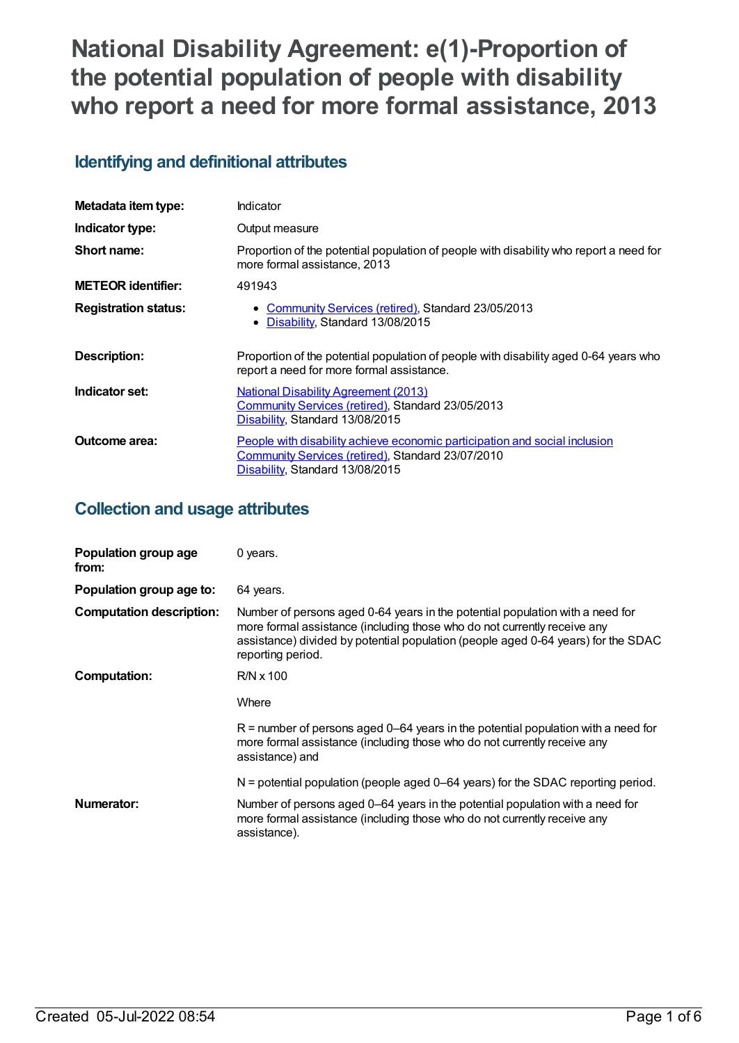# National Disability Agreement: e(1)-Proportion of the potential population of people with disability who report a need for more formal assistance, 2013

## Identifying and definitional attributes

| | |
|---|---|
| **Metadata item type:** | Indicator |
| **Indicator type:** | Output measure |
| **Short name:** | Proportion of the potential population of people with disability who report a need for more formal assistance, 2013 |
| **METEOR identifier:** | 491943 |
| **Registration status:** | • Community Services (retired), Standard 23/05/2013<br>• Disability, Standard 13/08/2015 |
| **Description:** | Proportion of the potential population of people with disability aged 0-64 years who report a need for more formal assistance. |
| **Indicator set:** | National Disability Agreement (2013)<br>Community Services (retired), Standard 23/05/2013<br>Disability, Standard 13/08/2015 |
| **Outcome area:** | People with disability achieve economic participation and social inclusion<br>Community Services (retired), Standard 23/07/2010<br>Disability, Standard 13/08/2015 |

## Collection and usage attributes

| | |
|---|---|
| **Population group age from:** | 0 years. |
| **Population group age to:** | 64 years. |
| **Computation description:** | Number of persons aged 0-64 years in the potential population with a need for more formal assistance (including those who do not currently receive any assistance) divided by potential population (people aged 0-64 years) for the SDAC reporting period. |
| **Computation:** | R/N x 100<br><br>Where<br><br>R = number of persons aged 0–64 years in the potential population with a need for more formal assistance (including those who do not currently receive any assistance) and<br><br>N = potential population (people aged 0–64 years) for the SDAC reporting period. |
| **Numerator:** | Number of persons aged 0–64 years in the potential population with a need for more formal assistance (including those who do not currently receive any assistance). |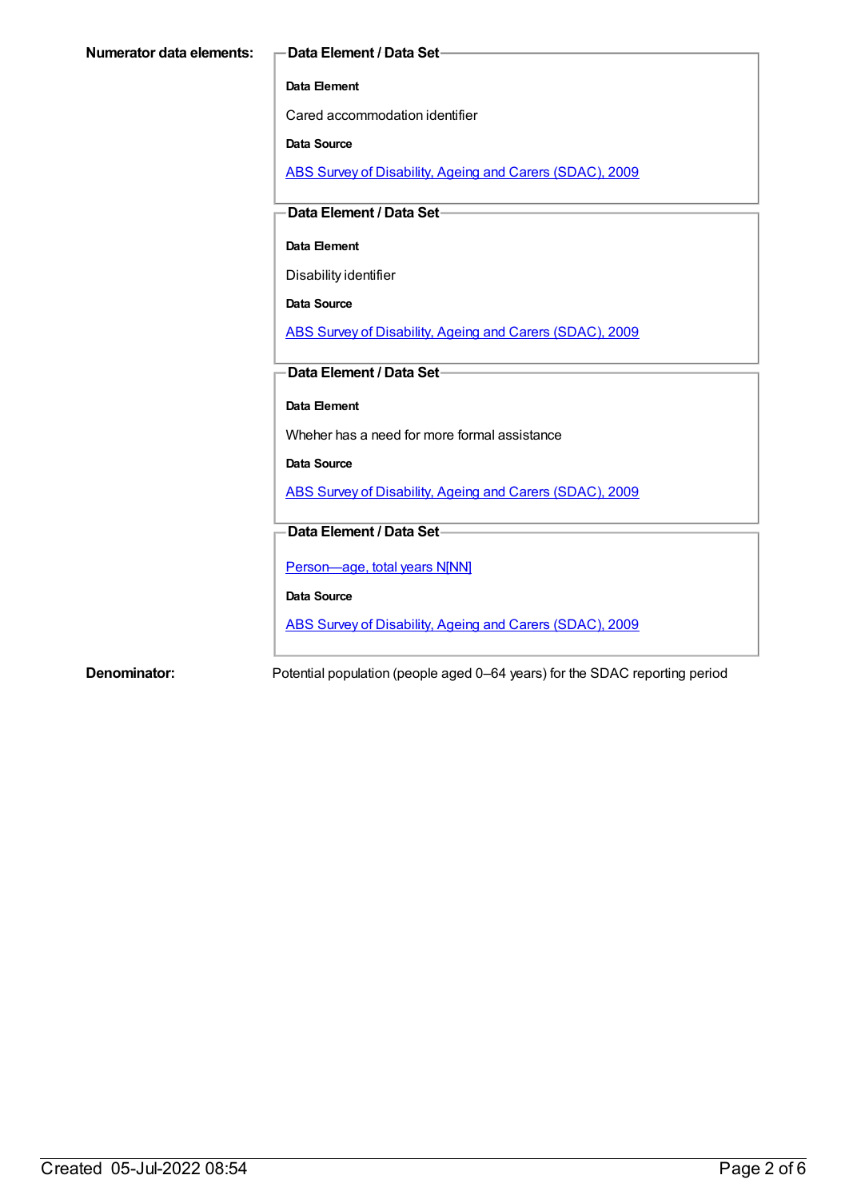**Numerator data elements:**

**Data Element / Data Set**

**Data Element**

Cared accommodation identifier

**Data Source**

ABS Survey of Disability, Ageing and Carers (SDAC), 2009

**Data Element / Data Set**

**Data Element**

Disability identifier

**Data Source**

ABS Survey of Disability, Ageing and Carers (SDAC), 2009

**Data Element / Data Set**

**Data Element**

Wheher has a need for more formal assistance

**Data Source**

ABS Survey of Disability, Ageing and Carers (SDAC), 2009

**Data Element / Data Set**

Person—age, total years N[NN]

**Data Source**

ABS Survey of Disability, Ageing and Carers (SDAC), 2009

**Denominator:** Potential population (people aged 0–64 years) for the SDAC reporting period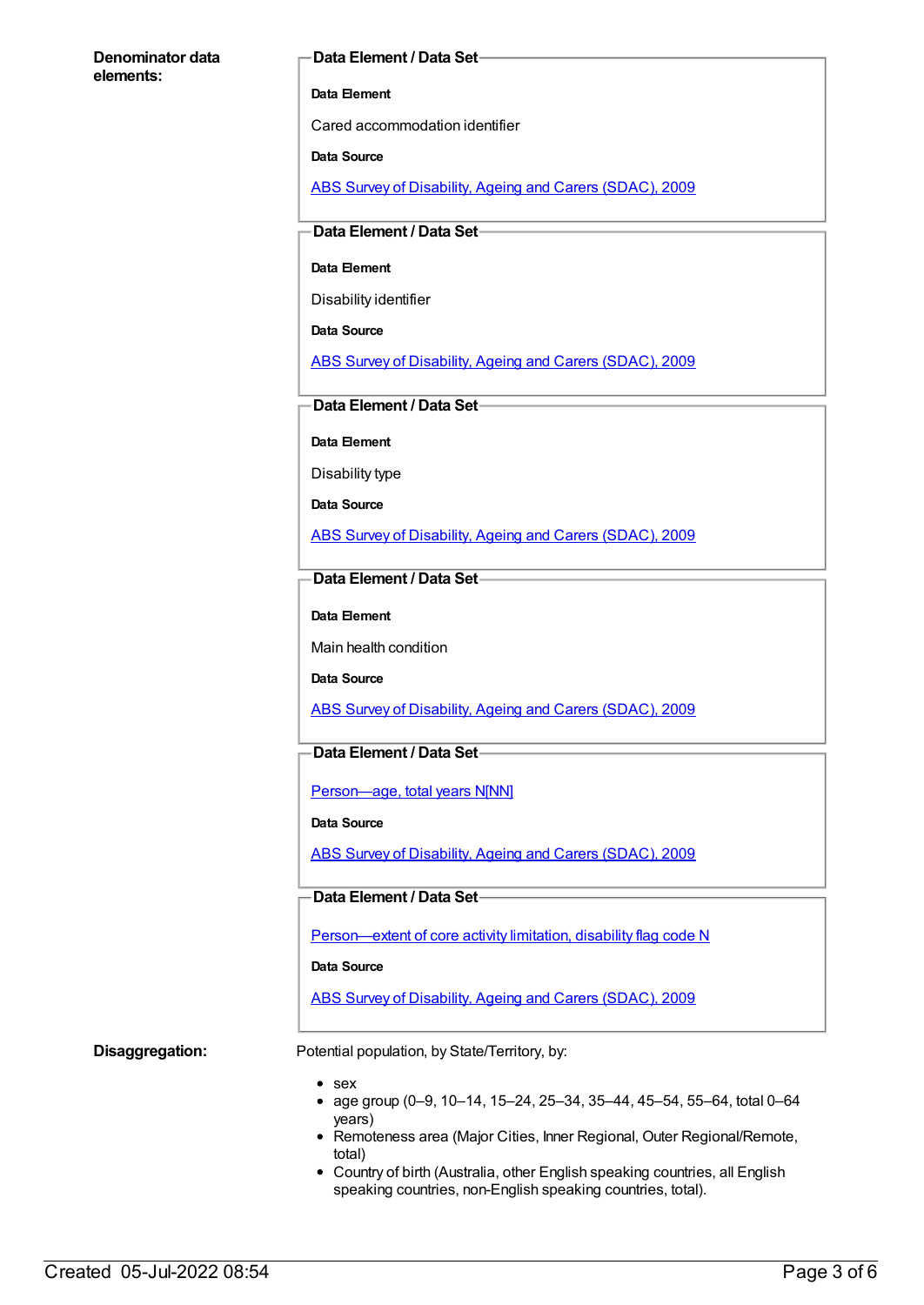**Denominator data elements:**

**Data Element / Data Set**

**Data Element**

Cared accommodation identifier

**Data Source**

ABS Survey of Disability, Ageing and Carers (SDAC), 2009

**Data Element / Data Set**

**Data Element**

Disability identifier

**Data Source**

ABS Survey of Disability, Ageing and Carers (SDAC), 2009

**Data Element / Data Set**

**Data Element**

Disability type

**Data Source**

ABS Survey of Disability, Ageing and Carers (SDAC), 2009

**Data Element / Data Set**

**Data Element**

Main health condition

**Data Source**

ABS Survey of Disability, Ageing and Carers (SDAC), 2009

**Data Element / Data Set**

Person—age, total years N[NN]

**Data Source**

ABS Survey of Disability, Ageing and Carers (SDAC), 2009

**Data Element / Data Set**

Person—extent of core activity limitation, disability flag code N

**Data Source**

ABS Survey of Disability, Ageing and Carers (SDAC), 2009

**Disaggregation:**

Potential population, by State/Territory, by:

- sex
- age group (0–9, 10–14, 15–24, 25–34, 35–44, 45–54, 55–64, total 0–64 years)
- Remoteness area (Major Cities, Inner Regional, Outer Regional/Remote, total)
- Country of birth (Australia, other English speaking countries, all English speaking countries, non-English speaking countries, total).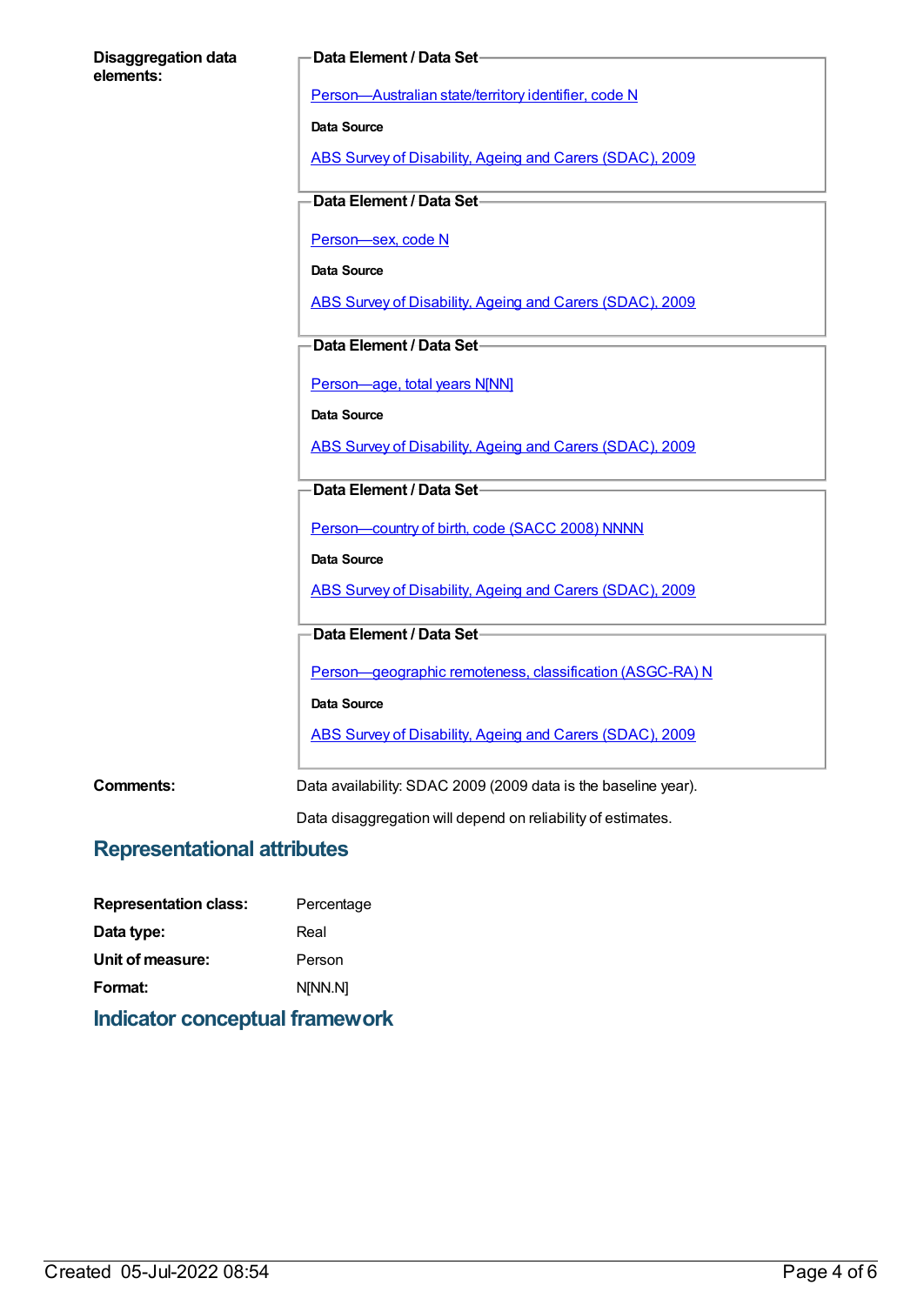**Disaggregation data elements:**

**Data Element / Data Set**

Person—Australian state/territory identifier, code N

**Data Source**

ABS Survey of Disability, Ageing and Carers (SDAC), 2009

**Data Element / Data Set**

Person—sex, code N

**Data Source**

ABS Survey of Disability, Ageing and Carers (SDAC), 2009

**Data Element / Data Set**

Person—age, total years N[NN]

**Data Source**

ABS Survey of Disability, Ageing and Carers (SDAC), 2009

**Data Element / Data Set**

Person—country of birth, code (SACC 2008) NNNN

**Data Source**

ABS Survey of Disability, Ageing and Carers (SDAC), 2009

**Data Element / Data Set**

Person—geographic remoteness, classification (ASGC-RA) N

**Data Source**

ABS Survey of Disability, Ageing and Carers (SDAC), 2009

**Comments:**

Data availability: SDAC 2009 (2009 data is the baseline year).

Data disaggregation will depend on reliability of estimates.

## Representational attributes

**Representation class:** Percentage

**Data type:** Real

**Unit of measure:** Person

**Format:** N[NN.N]

## Indicator conceptual framework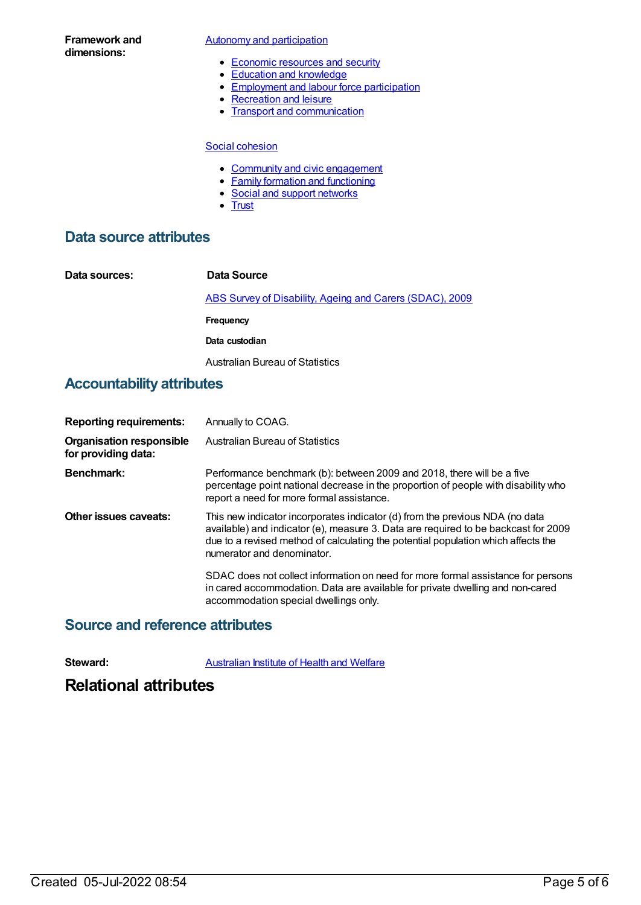**Framework and dimensions:**

Autonomy and participation

- Economic resources and security
- Education and knowledge
- Employment and labour force participation
- Recreation and leisure
- Transport and communication

Social cohesion

- Community and civic engagement
- Family formation and functioning
- Social and support networks
- Trust

## Data source attributes

**Data sources:**

**Data Source**

ABS Survey of Disability, Ageing and Carers (SDAC), 2009

**Frequency**

**Data custodian**

Australian Bureau of Statistics

## Accountability attributes

**Reporting requirements:** Annually to COAG.

**Organisation responsible for providing data:** Australian Bureau of Statistics

**Benchmark:** Performance benchmark (b): between 2009 and 2018, there will be a five percentage point national decrease in the proportion of people with disability who report a need for more formal assistance.

**Other issues caveats:** This new indicator incorporates indicator (d) from the previous NDA (no data available) and indicator (e), measure 3. Data are required to be backcast for 2009 due to a revised method of calculating the potential population which affects the numerator and denominator.

SDAC does not collect information on need for more formal assistance for persons in cared accommodation. Data are available for private dwelling and non-cared accommodation special dwellings only.

## Source and reference attributes

**Steward:** Australian Institute of Health and Welfare

# Relational attributes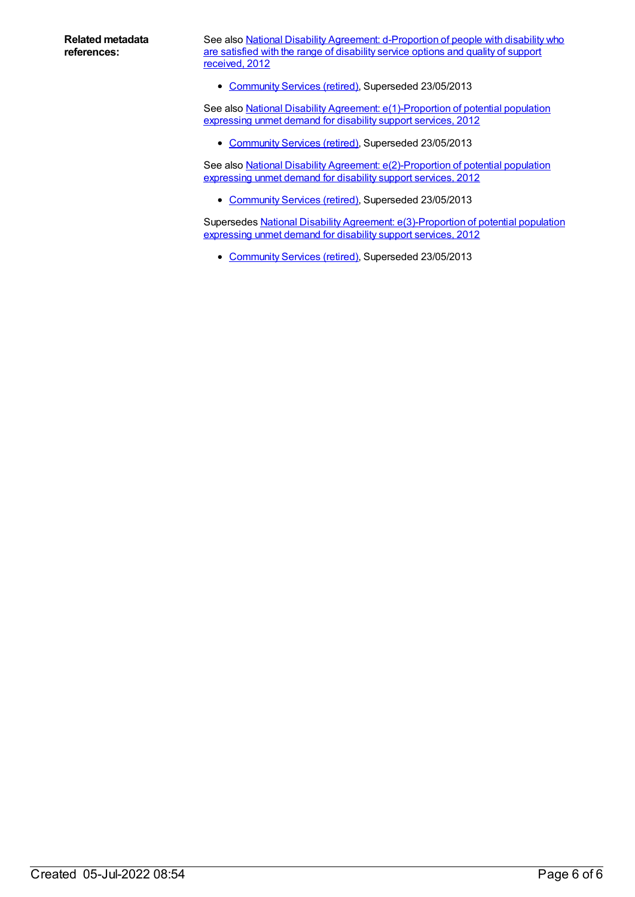**Related metadata references:**

See also National Disability Agreement: d-Proportion of people with disability who are satisfied with the range of disability service options and quality of support received, 2012

- Community Services (retired), Superseded 23/05/2013

See also National Disability Agreement: e(1)-Proportion of potential population expressing unmet demand for disability support services, 2012

- Community Services (retired), Superseded 23/05/2013

See also National Disability Agreement: e(2)-Proportion of potential population expressing unmet demand for disability support services, 2012

- Community Services (retired), Superseded 23/05/2013

Supersedes National Disability Agreement: e(3)-Proportion of potential population expressing unmet demand for disability support services, 2012

- Community Services (retired), Superseded 23/05/2013